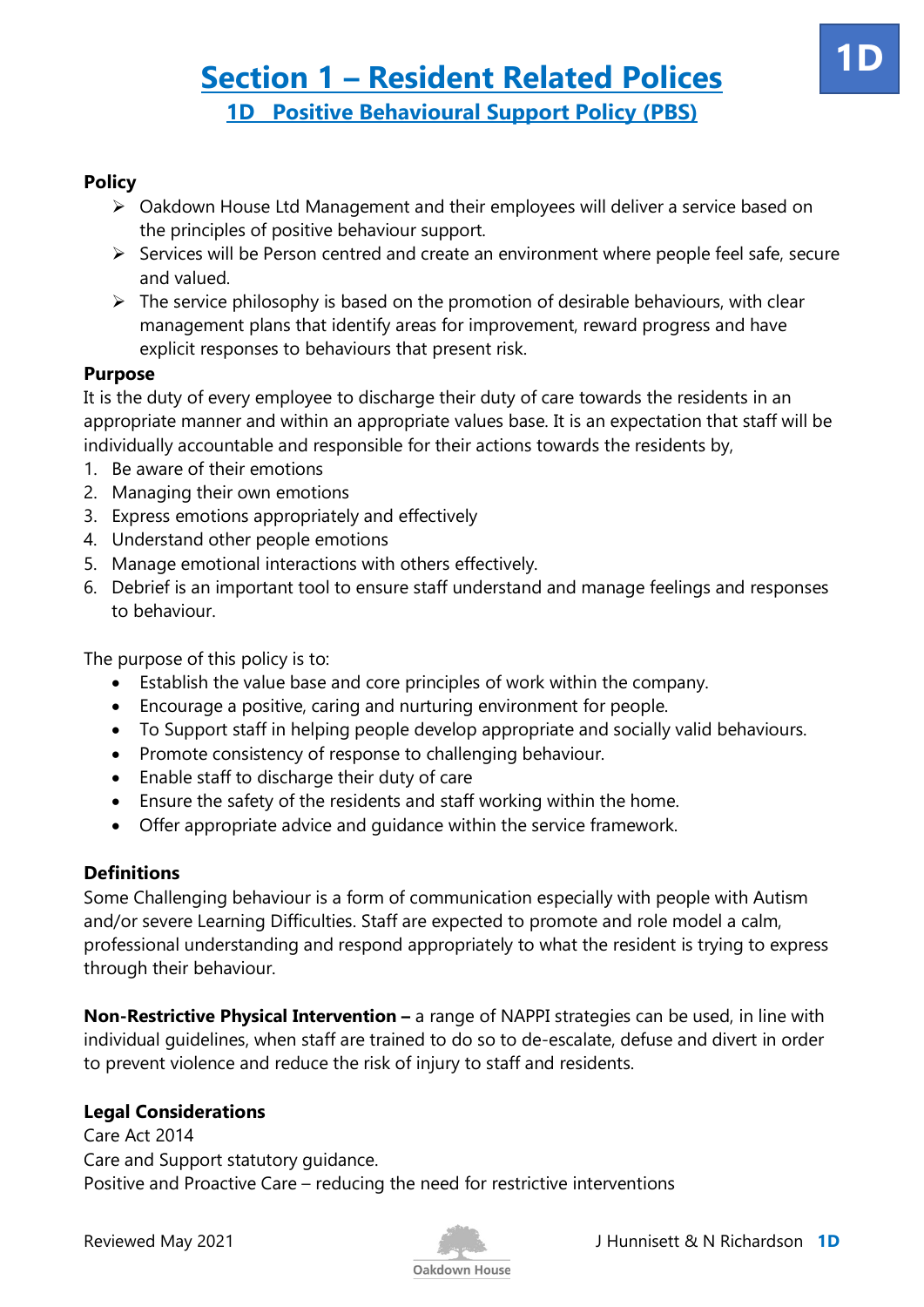# Section 1 – Resident Related Polices

## 1D Positive Behavioural Support Policy (PBS)

**Policy**

- Oakdown House Ltd Management and their employees will deliver a service based on the principles of positive behaviour support.
- Services will be Person centred and create an environment where people feel safe, secure and valued.
- The service philosophy is based on the promotion of desirable behaviours, with clear management plans that identify areas for improvement, reward progress and have explicit responses to behaviours that present risk.

**Purpose**

It is the duty of every employee to discharge their duty of care towards the residents in an appropriate manner and within an appropriate values base. It is an expectation that staff will be individually accountable and responsible for their actions towards the residents by,

1. Be aware of their emotions
2. Managing their own emotions
3. Express emotions appropriately and effectively
4. Understand other people emotions
5. Manage emotional interactions with others effectively.
6. Debrief is an important tool to ensure staff understand and manage feelings and responses to behaviour.

The purpose of this policy is to:

- Establish the value base and core principles of work within the company.
- Encourage a positive, caring and nurturing environment for people.
- To Support staff in helping people develop appropriate and socially valid behaviours.
- Promote consistency of response to challenging behaviour.
- Enable staff to discharge their duty of care
- Ensure the safety of the residents and staff working within the home.
- Offer appropriate advice and guidance within the service framework.

**Definitions**

Some Challenging behaviour is a form of communication especially with people with Autism and/or severe Learning Difficulties. Staff are expected to promote and role model a calm, professional understanding and respond appropriately to what the resident is trying to express through their behaviour.

**Non-Restrictive Physical Intervention –** a range of NAPPI strategies can be used, in line with individual guidelines, when staff are trained to do so to de-escalate, defuse and divert in order to prevent violence and reduce the risk of injury to staff and residents.

**Legal Considerations**

Care Act 2014

Care and Support statutory guidance.

Positive and Proactive Care – reducing the need for restrictive interventions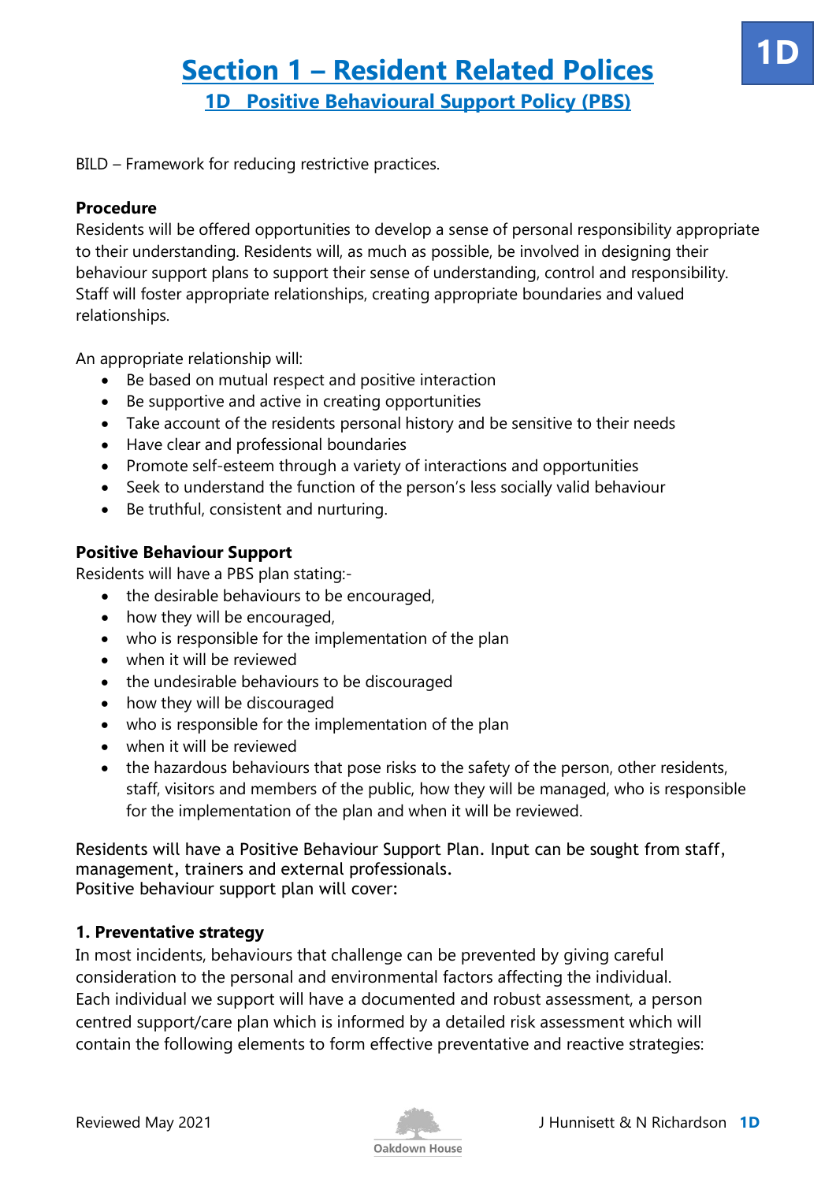# Section 1 – Resident Related Polices

## 1D Positive Behavioural Support Policy (PBS)

BILD – Framework for reducing restrictive practices.

**Procedure**
Residents will be offered opportunities to develop a sense of personal responsibility appropriate to their understanding. Residents will, as much as possible, be involved in designing their behaviour support plans to support their sense of understanding, control and responsibility. Staff will foster appropriate relationships, creating appropriate boundaries and valued relationships.

An appropriate relationship will:

- Be based on mutual respect and positive interaction
- Be supportive and active in creating opportunities
- Take account of the residents personal history and be sensitive to their needs
- Have clear and professional boundaries
- Promote self-esteem through a variety of interactions and opportunities
- Seek to understand the function of the person's less socially valid behaviour
- Be truthful, consistent and nurturing.

**Positive Behaviour Support**
Residents will have a PBS plan stating:-

- the desirable behaviours to be encouraged,
- how they will be encouraged,
- who is responsible for the implementation of the plan
- when it will be reviewed
- the undesirable behaviours to be discouraged
- how they will be discouraged
- who is responsible for the implementation of the plan
- when it will be reviewed
- the hazardous behaviours that pose risks to the safety of the person, other residents, staff, visitors and members of the public, how they will be managed, who is responsible for the implementation of the plan and when it will be reviewed.

Residents will have a Positive Behaviour Support Plan. Input can be sought from staff, management, trainers and external professionals.
Positive behaviour support plan will cover:

**1. Preventative strategy**
In most incidents, behaviours that challenge can be prevented by giving careful consideration to the personal and environmental factors affecting the individual. Each individual we support will have a documented and robust assessment, a person centred support/care plan which is informed by a detailed risk assessment which will contain the following elements to form effective preventative and reactive strategies: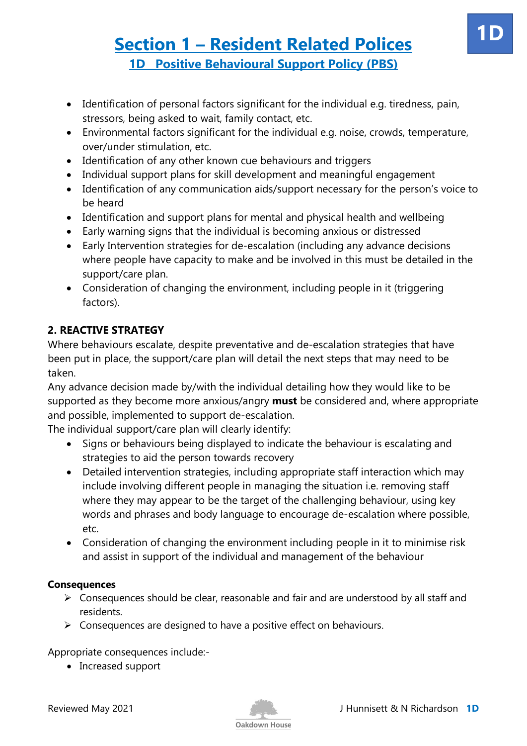- Identification of personal factors significant for the individual e.g. tiredness, pain, stressors, being asked to wait, family contact, etc.
- Environmental factors significant for the individual e.g. noise, crowds, temperature, over/under stimulation, etc.
- Identification of any other known cue behaviours and triggers
- Individual support plans for skill development and meaningful engagement
- Identification of any communication aids/support necessary for the person's voice to be heard
- Identification and support plans for mental and physical health and wellbeing
- Early warning signs that the individual is becoming anxious or distressed
- Early Intervention strategies for de-escalation (including any advance decisions where people have capacity to make and be involved in this must be detailed in the support/care plan.
- Consideration of changing the environment, including people in it (triggering factors).

**2. REACTIVE STRATEGY**

Where behaviours escalate, despite preventative and de-escalation strategies that have been put in place, the support/care plan will detail the next steps that may need to be taken.

Any advance decision made by/with the individual detailing how they would like to be supported as they become more anxious/angry **must** be considered and, where appropriate and possible, implemented to support de-escalation.

The individual support/care plan will clearly identify:

- Signs or behaviours being displayed to indicate the behaviour is escalating and strategies to aid the person towards recovery
- Detailed intervention strategies, including appropriate staff interaction which may include involving different people in managing the situation i.e. removing staff where they may appear to be the target of the challenging behaviour, using key words and phrases and body language to encourage de-escalation where possible, etc.
- Consideration of changing the environment including people in it to minimise risk and assist in support of the individual and management of the behaviour

**Consequences**

- Consequences should be clear, reasonable and fair and are understood by all staff and residents.
- Consequences are designed to have a positive effect on behaviours.

Appropriate consequences include:-

- Increased support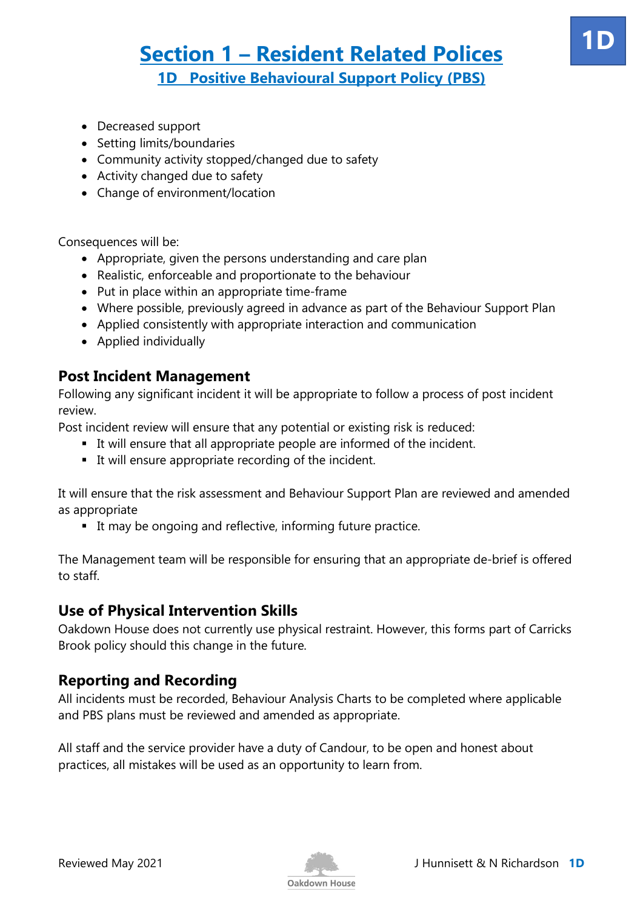- Decreased support
- Setting limits/boundaries
- Community activity stopped/changed due to safety
- Activity changed due to safety
- Change of environment/location

Consequences will be:

- Appropriate, given the persons understanding and care plan
- Realistic, enforceable and proportionate to the behaviour
- Put in place within an appropriate time-frame
- Where possible, previously agreed in advance as part of the Behaviour Support Plan
- Applied consistently with appropriate interaction and communication
- Applied individually

### Post Incident Management

Following any significant incident it will be appropriate to follow a process of post incident review.

Post incident review will ensure that any potential or existing risk is reduced:

- It will ensure that all appropriate people are informed of the incident.
- It will ensure appropriate recording of the incident.

It will ensure that the risk assessment and Behaviour Support Plan are reviewed and amended as appropriate

- It may be ongoing and reflective, informing future practice.

The Management team will be responsible for ensuring that an appropriate de-brief is offered to staff.

### Use of Physical Intervention Skills

Oakdown House does not currently use physical restraint. However, this forms part of Carricks Brook policy should this change in the future.

### Reporting and Recording

All incidents must be recorded, Behaviour Analysis Charts to be completed where applicable and PBS plans must be reviewed and amended as appropriate.

All staff and the service provider have a duty of Candour, to be open and honest about practices, all mistakes will be used as an opportunity to learn from.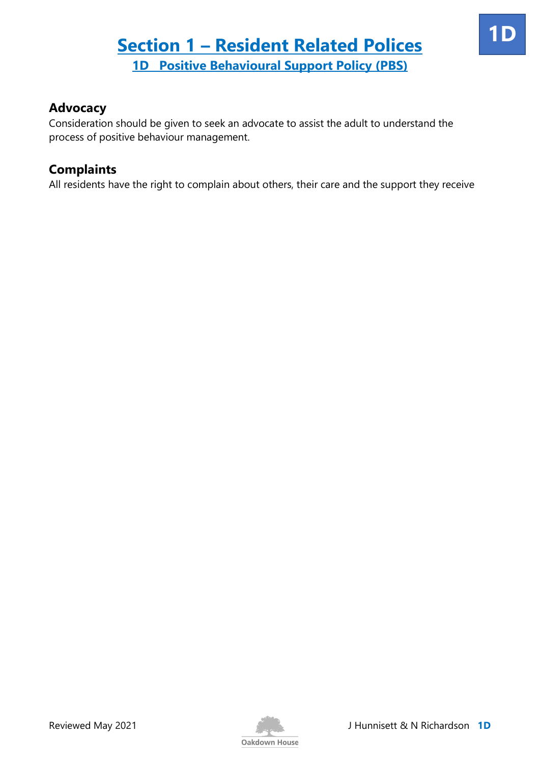## Advocacy

Consideration should be given to seek an advocate to assist the adult to understand the process of positive behaviour management.

## Complaints

All residents have the right to complain about others, their care and the support they receive